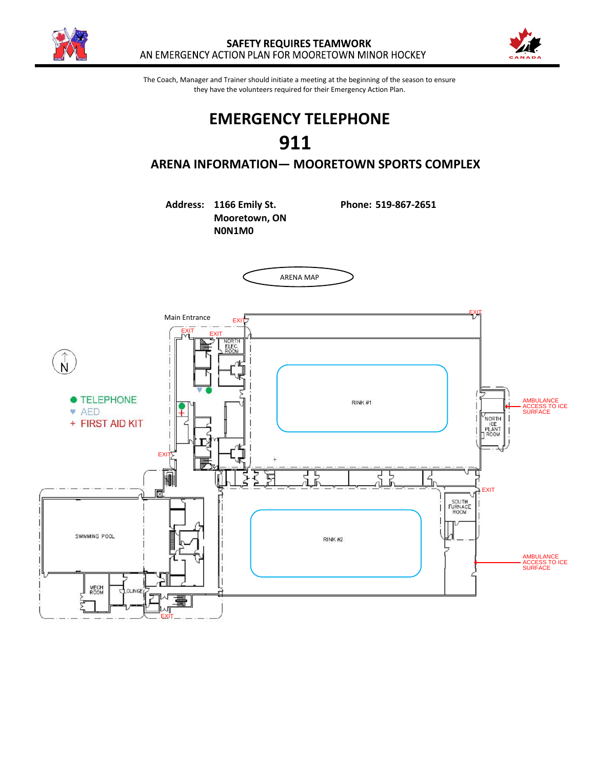SAFETY REQUIRES TEAMWORK
AN EMERGENCY ACTION PLAN FOR MOORETOWN MINOR HOCKEY

The Coach, Manager and Trainer should initiate a meeting at the beginning of the season to ensure they have the volunteers required for their Emergency Action Plan.

# EMERGENCY TELEPHONE

# 911

## ARENA INFORMATION— MOORETOWN SPORTS COMPLEX

**Address:** **1166 Emily St.**
**Mooretown, ON**
**N0N1M0**

**Phone: 519-867-2651**

ARENA MAP

Main Entrance

EXIT

NORTH ELEC. ROOM

N

● TELEPHONE
♥ AED
+ FIRST AID KIT

RINK #1

NORTH ICE PLANT ROOM

AMBULANCE ACCESS TO ICE SURFACE

SOUTH FURNACE ROOM

SWIMMING POOL

RINK #2

MECH ROOM

LOUNGE

AMBULANCE ACCESS TO ICE SURFACE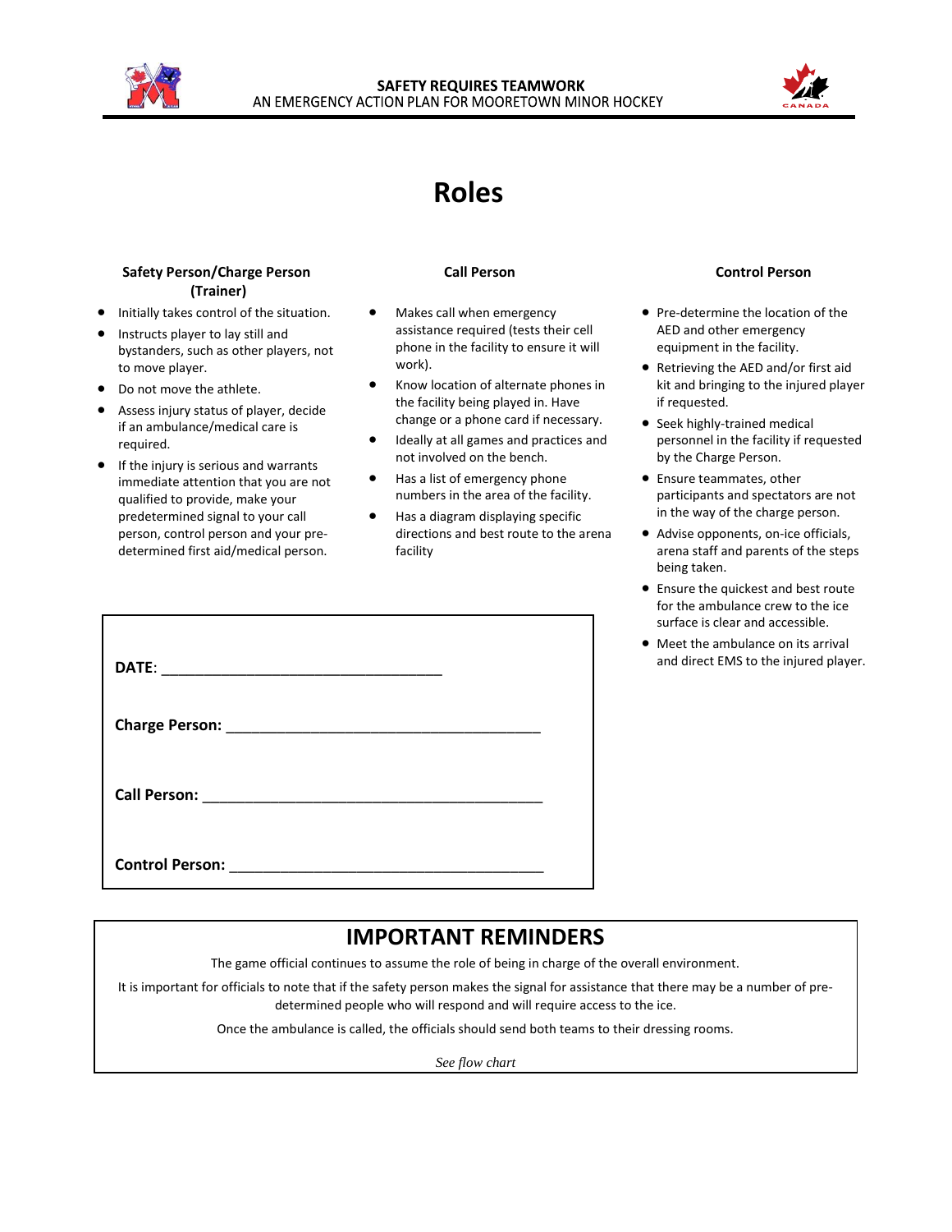# Roles

### Safety Person/Charge Person (Trainer)

- Initially takes control of the situation.
- Instructs player to lay still and bystanders, such as other players, not to move player.
- Do not move the athlete.
- Assess injury status of player, decide if an ambulance/medical care is required.
- If the injury is serious and warrants immediate attention that you are not qualified to provide, make your predetermined signal to your call person, control person and your pre-determined first aid/medical person.

### Call Person

- Makes call when emergency assistance required (tests their cell phone in the facility to ensure it will work).
- Know location of alternate phones in the facility being played in. Have change or a phone card if necessary.
- Ideally at all games and practices and not involved on the bench.
- Has a list of emergency phone numbers in the area of the facility.
- Has a diagram displaying specific directions and best route to the arena facility

### Control Person

- Pre-determine the location of the AED and other emergency equipment in the facility.
- Retrieving the AED and/or first aid kit and bringing to the injured player if requested.
- Seek highly-trained medical personnel in the facility if requested by the Charge Person.
- Ensure teammates, other participants and spectators are not in the way of the charge person.
- Advise opponents, on-ice officials, arena staff and parents of the steps being taken.
- Ensure the quickest and best route for the ambulance crew to the ice surface is clear and accessible.
- Meet the ambulance on its arrival and direct EMS to the injured player.

**DATE**: ___________________________________

**Charge Person:** _______________________________________

**Call Person:** ___________________________________________

**Control Person:** _______________________________________

## IMPORTANT REMINDERS

The game official continues to assume the role of being in charge of the overall environment.

It is important for officials to note that if the safety person makes the signal for assistance that there may be a number of pre-determined people who will respond and will require access to the ice.

Once the ambulance is called, the officials should send both teams to their dressing rooms.

*See flow chart*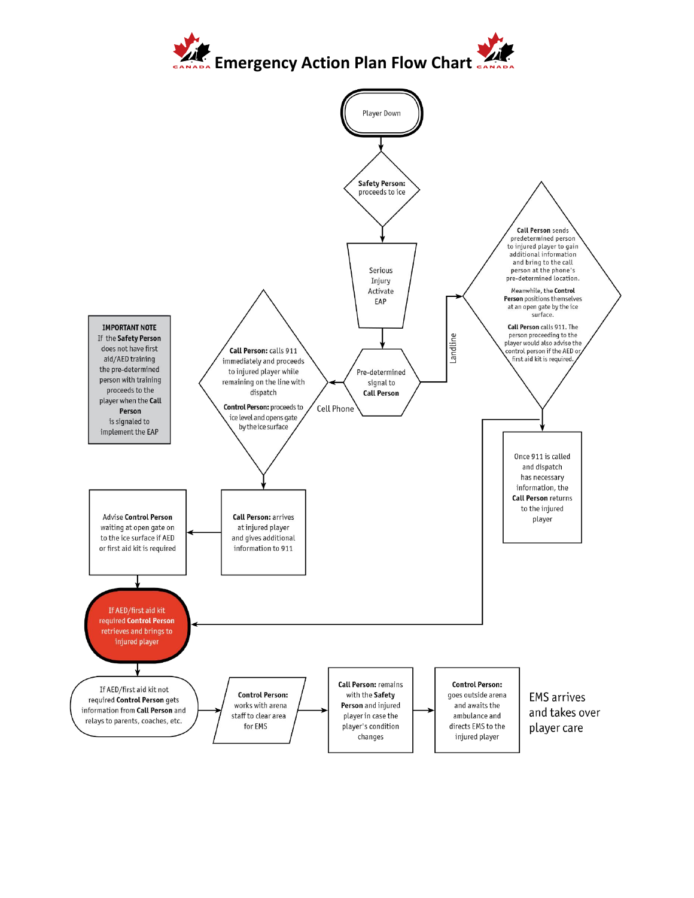# Emergency Action Plan Flow Chart

Player Down

**Safety Person:** proceeds to ice

Serious Injury Activate EAP

Pre-determined signal to **Call Person**

Cell Phone

**Call Person:** calls 911 immediately and proceeds to injured player while remaining on the line with dispatch

**Control Person:** proceeds to ice level and opens gate by the ice surface

Landline

**Call Person** sends predetermined person to injured player to gain additional information and bring to the call person at the phone's pre-determined location.

Meanwhile, the **Control Person** positions themselves at an open gate by the ice surface.

**Call Person** calls 911. The person proceeding to the player would also advise the control person if the AED or first aid kit is required.

Once 911 is called and dispatch has necessary information, the **Call Person** returns to the injured player

**IMPORTANT NOTE**
If the **Safety Person** does not have first aid/AED training the pre-determined person with training proceeds to the player when the **Call Person** is signaled to implement the EAP

**Call Person:** arrives at injured player and gives additional information to 911

Advise **Control Person** waiting at open gate on to the ice surface if AED or first aid kit is required

If AED/first aid kit required **Control Person** retrieves and brings to injured player

If AED/first aid kit not required **Control Person** gets information from **Call Person** and relays to parents, coaches, etc.

**Control Person:** works with arena staff to clear area for EMS

**Call Person:** remains with the **Safety Person** and injured player in case the player's condition changes

**Control Person:** goes outside arena and awaits the ambulance and directs EMS to the injured player

EMS arrives and takes over player care